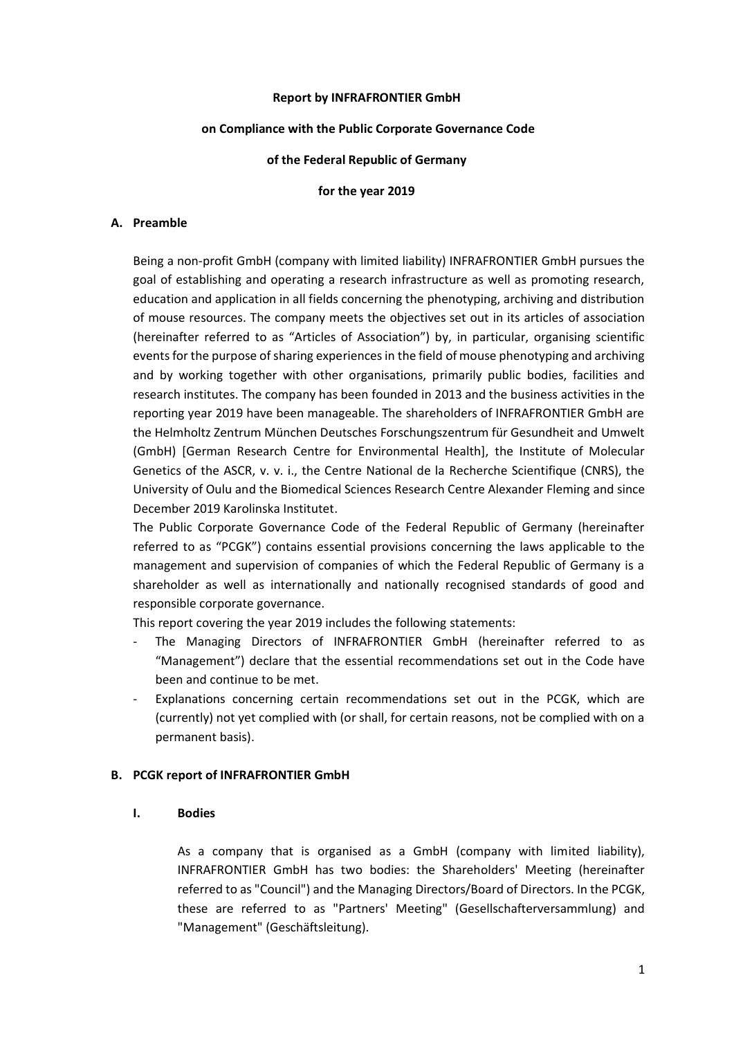**Report by INFRAFRONTIER GmbH**

**on Compliance with the Public Corporate Governance Code**

**of the Federal Republic of Germany**

**for the year 2019**

## A. Preamble

Being a non-profit GmbH (company with limited liability) INFRAFRONTIER GmbH pursues the goal of establishing and operating a research infrastructure as well as promoting research, education and application in all fields concerning the phenotyping, archiving and distribution of mouse resources. The company meets the objectives set out in its articles of association (hereinafter referred to as "Articles of Association") by, in particular, organising scientific events for the purpose of sharing experiences in the field of mouse phenotyping and archiving and by working together with other organisations, primarily public bodies, facilities and research institutes. The company has been founded in 2013 and the business activities in the reporting year 2019 have been manageable. The shareholders of INFRAFRONTIER GmbH are the Helmholtz Zentrum München Deutsches Forschungszentrum für Gesundheit and Umwelt (GmbH) [German Research Centre for Environmental Health], the Institute of Molecular Genetics of the ASCR, v. v. i., the Centre National de la Recherche Scientifique (CNRS), the University of Oulu and the Biomedical Sciences Research Centre Alexander Fleming and since December 2019 Karolinska Institutet.

The Public Corporate Governance Code of the Federal Republic of Germany (hereinafter referred to as "PCGK") contains essential provisions concerning the laws applicable to the management and supervision of companies of which the Federal Republic of Germany is a shareholder as well as internationally and nationally recognised standards of good and responsible corporate governance.

This report covering the year 2019 includes the following statements:

- The Managing Directors of INFRAFRONTIER GmbH (hereinafter referred to as "Management") declare that the essential recommendations set out in the Code have been and continue to be met.
- Explanations concerning certain recommendations set out in the PCGK, which are (currently) not yet complied with (or shall, for certain reasons, not be complied with on a permanent basis).

## B. PCGK report of INFRAFRONTIER GmbH

### I. Bodies

As a company that is organised as a GmbH (company with limited liability), INFRAFRONTIER GmbH has two bodies: the Shareholders' Meeting (hereinafter referred to as "Council") and the Managing Directors/Board of Directors. In the PCGK, these are referred to as "Partners' Meeting" (Gesellschafterversammlung) and "Management" (Geschäftsleitung).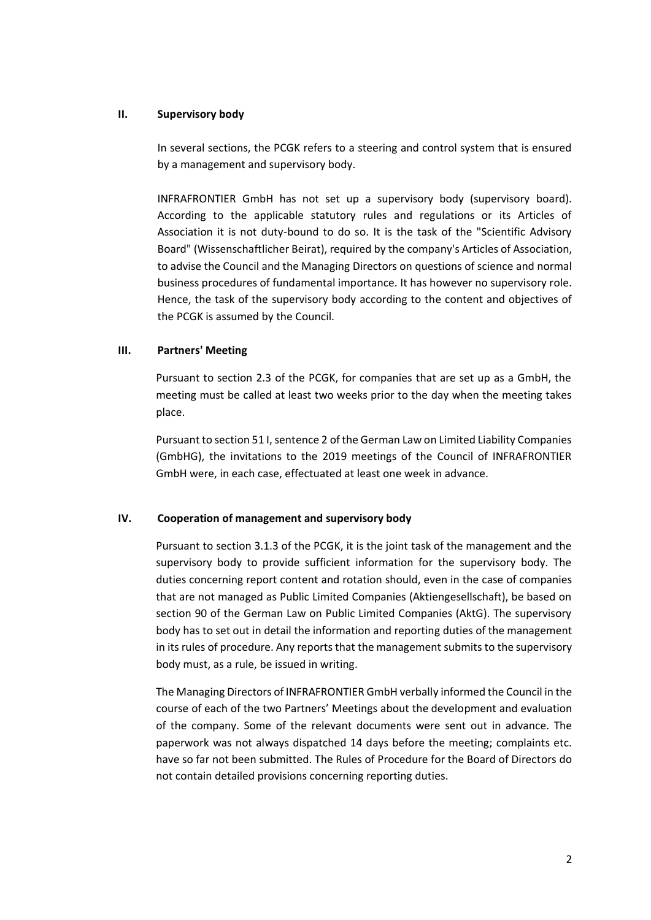## II. Supervisory body

In several sections, the PCGK refers to a steering and control system that is ensured by a management and supervisory body.

INFRAFRONTIER GmbH has not set up a supervisory body (supervisory board). According to the applicable statutory rules and regulations or its Articles of Association it is not duty-bound to do so. It is the task of the "Scientific Advisory Board" (Wissenschaftlicher Beirat), required by the company's Articles of Association, to advise the Council and the Managing Directors on questions of science and normal business procedures of fundamental importance. It has however no supervisory role. Hence, the task of the supervisory body according to the content and objectives of the PCGK is assumed by the Council.

## III. Partners' Meeting

Pursuant to section 2.3 of the PCGK, for companies that are set up as a GmbH, the meeting must be called at least two weeks prior to the day when the meeting takes place.

Pursuant to section 51 I, sentence 2 of the German Law on Limited Liability Companies (GmbHG), the invitations to the 2019 meetings of the Council of INFRAFRONTIER GmbH were, in each case, effectuated at least one week in advance.

## IV. Cooperation of management and supervisory body

Pursuant to section 3.1.3 of the PCGK, it is the joint task of the management and the supervisory body to provide sufficient information for the supervisory body. The duties concerning report content and rotation should, even in the case of companies that are not managed as Public Limited Companies (Aktiengesellschaft), be based on section 90 of the German Law on Public Limited Companies (AktG). The supervisory body has to set out in detail the information and reporting duties of the management in its rules of procedure. Any reports that the management submits to the supervisory body must, as a rule, be issued in writing.

The Managing Directors of INFRAFRONTIER GmbH verbally informed the Council in the course of each of the two Partners' Meetings about the development and evaluation of the company. Some of the relevant documents were sent out in advance. The paperwork was not always dispatched 14 days before the meeting; complaints etc. have so far not been submitted. The Rules of Procedure for the Board of Directors do not contain detailed provisions concerning reporting duties.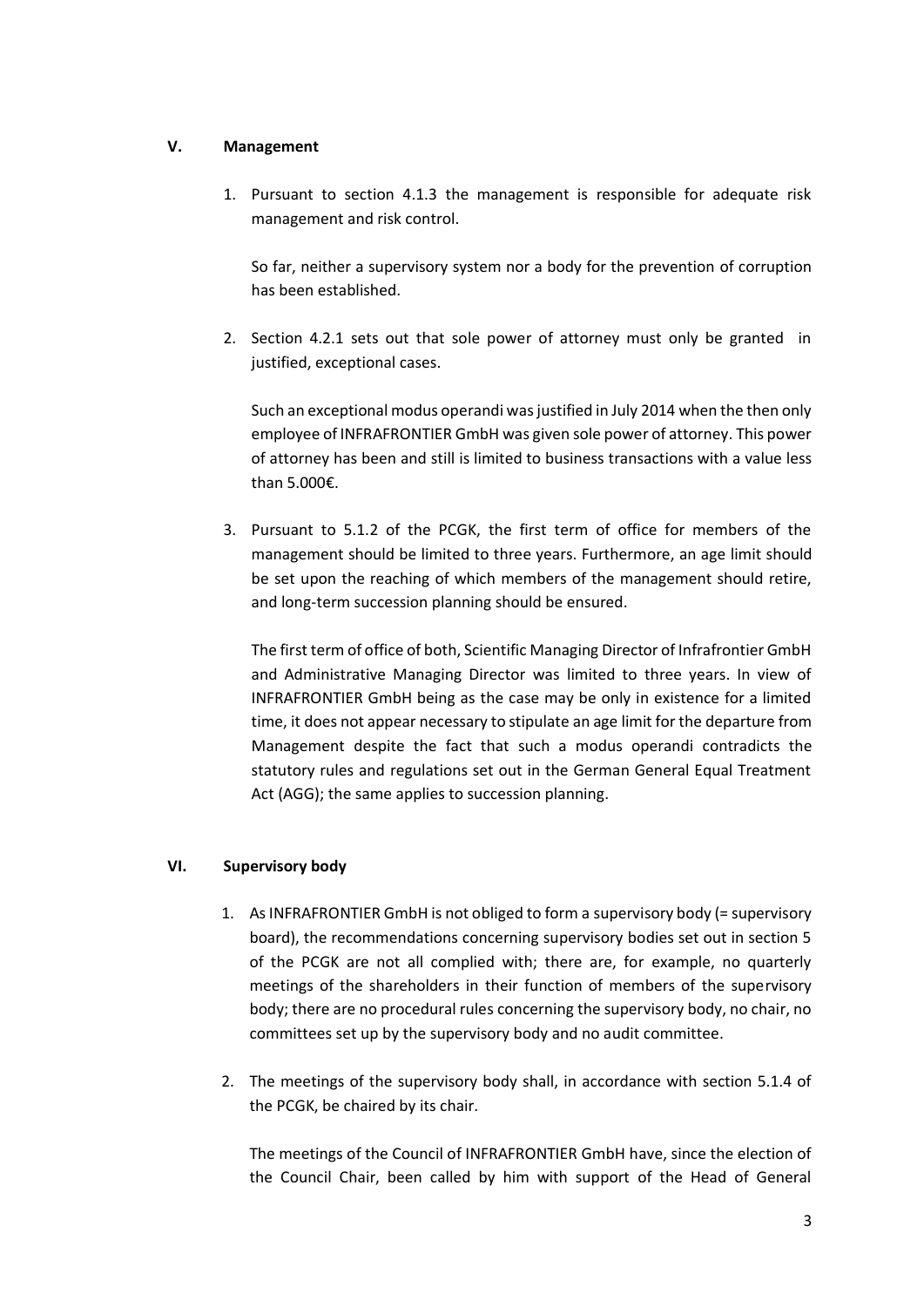## V. Management

1. Pursuant to section 4.1.3 the management is responsible for adequate risk management and risk control.

   So far, neither a supervisory system nor a body for the prevention of corruption has been established.

2. Section 4.2.1 sets out that sole power of attorney must only be granted in justified, exceptional cases.

   Such an exceptional modus operandi was justified in July 2014 when the then only employee of INFRAFRONTIER GmbH was given sole power of attorney. This power of attorney has been and still is limited to business transactions with a value less than 5.000€.

3. Pursuant to 5.1.2 of the PCGK, the first term of office for members of the management should be limited to three years. Furthermore, an age limit should be set upon the reaching of which members of the management should retire, and long-term succession planning should be ensured.

   The first term of office of both, Scientific Managing Director of Infrafrontier GmbH and Administrative Managing Director was limited to three years. In view of INFRAFRONTIER GmbH being as the case may be only in existence for a limited time, it does not appear necessary to stipulate an age limit for the departure from Management despite the fact that such a modus operandi contradicts the statutory rules and regulations set out in the German General Equal Treatment Act (AGG); the same applies to succession planning.

## VI. Supervisory body

1. As INFRAFRONTIER GmbH is not obliged to form a supervisory body (= supervisory board), the recommendations concerning supervisory bodies set out in section 5 of the PCGK are not all complied with; there are, for example, no quarterly meetings of the shareholders in their function of members of the supervisory body; there are no procedural rules concerning the supervisory body, no chair, no committees set up by the supervisory body and no audit committee.

2. The meetings of the supervisory body shall, in accordance with section 5.1.4 of the PCGK, be chaired by its chair.

   The meetings of the Council of INFRAFRONTIER GmbH have, since the election of the Council Chair, been called by him with support of the Head of General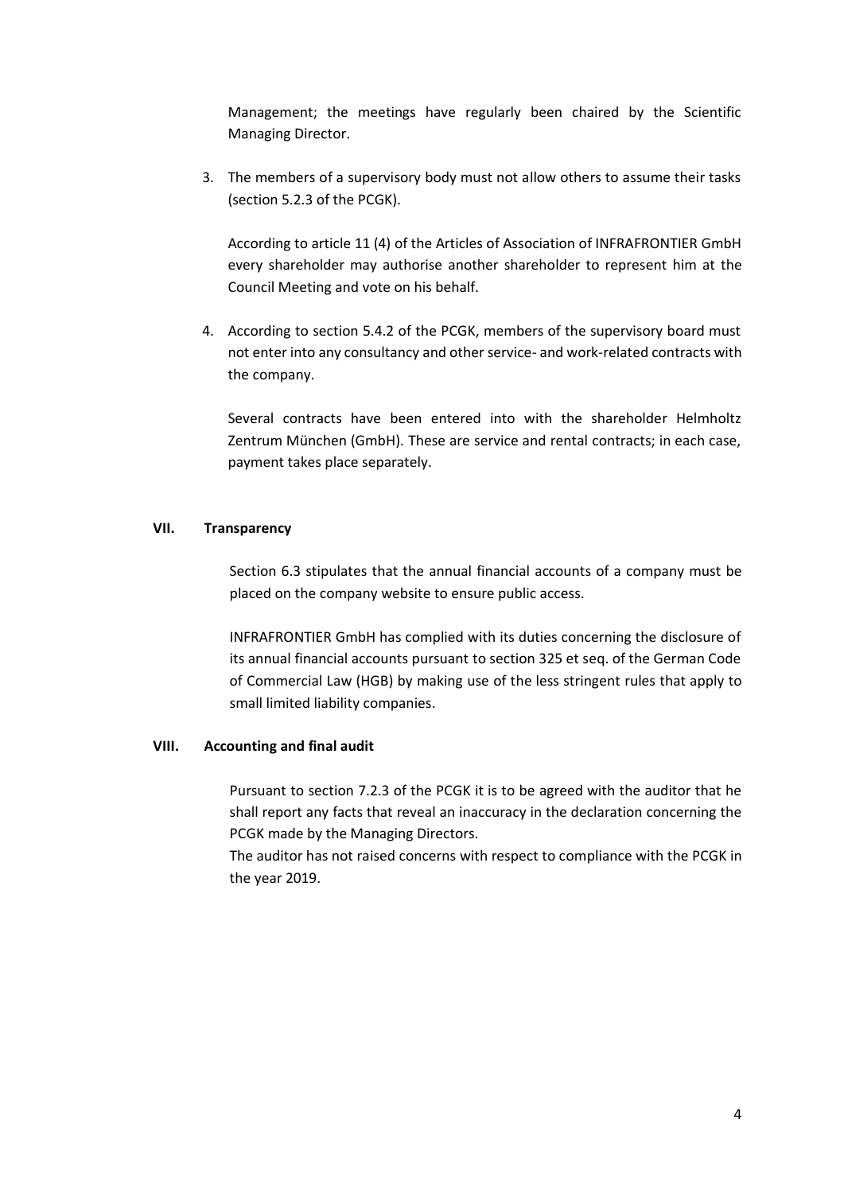Management; the meetings have regularly been chaired by the Scientific Managing Director.

3. The members of a supervisory body must not allow others to assume their tasks (section 5.2.3 of the PCGK).

   According to article 11 (4) of the Articles of Association of INFRAFRONTIER GmbH every shareholder may authorise another shareholder to represent him at the Council Meeting and vote on his behalf.

4. According to section 5.4.2 of the PCGK, members of the supervisory board must not enter into any consultancy and other service- and work-related contracts with the company.

   Several contracts have been entered into with the shareholder Helmholtz Zentrum München (GmbH). These are service and rental contracts; in each case, payment takes place separately.

## VII. Transparency

Section 6.3 stipulates that the annual financial accounts of a company must be placed on the company website to ensure public access.

INFRAFRONTIER GmbH has complied with its duties concerning the disclosure of its annual financial accounts pursuant to section 325 et seq. of the German Code of Commercial Law (HGB) by making use of the less stringent rules that apply to small limited liability companies.

## VIII. Accounting and final audit

Pursuant to section 7.2.3 of the PCGK it is to be agreed with the auditor that he shall report any facts that reveal an inaccuracy in the declaration concerning the PCGK made by the Managing Directors.

The auditor has not raised concerns with respect to compliance with the PCGK in the year 2019.